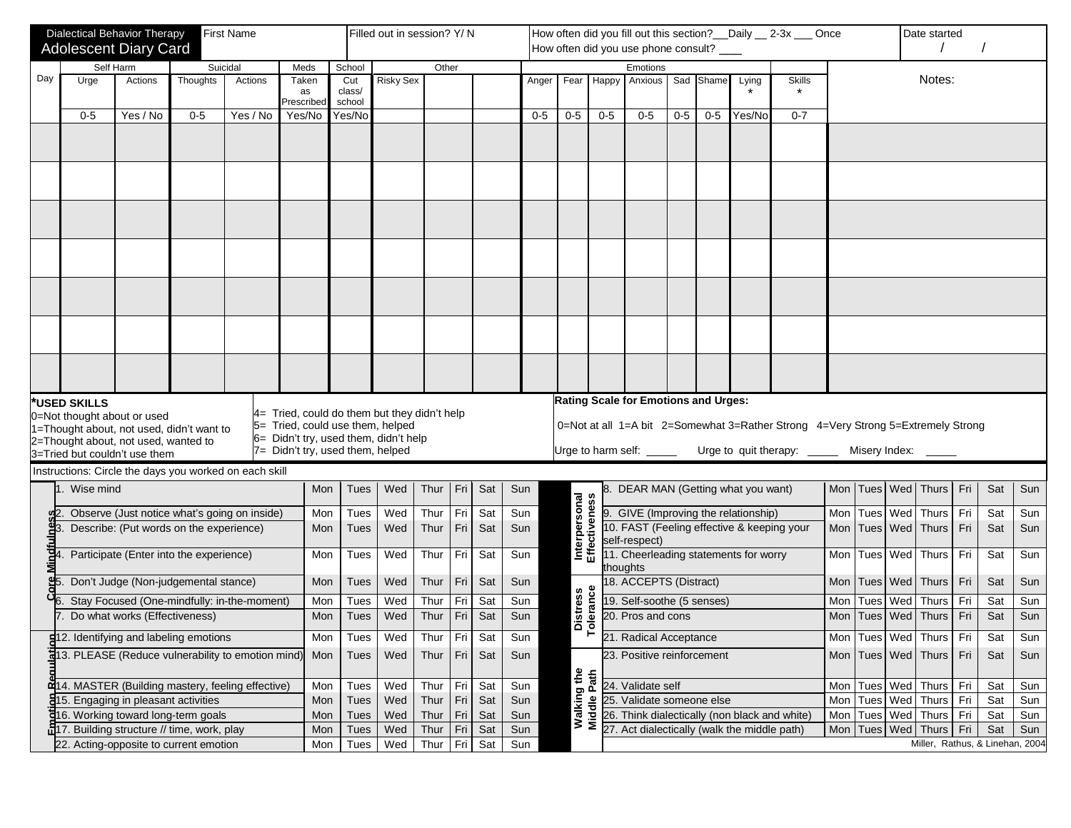# Dialectical Behavior Therapy
## Adolescent Diary Card

First Name | Filled out in session? Y/ N | How often did you fill out this section?__Daily __ 2-3x ___ Once | How often did you use phone consult? ____ | Date started / /

| Day | Self Harm | | Suicidal | | Meds | School | Other | | | Emotions | | | | | | | Skills | Notes: |
|---|---|---|---|---|---|---|---|---|---|---|---|---|---|---|---|---|---|---|
| | Urge | Actions | Thoughts | Actions | Taken as Prescribed | Cut class/ school | Risky Sex | | | Anger | Fear | Happy | Anxious | Sad | Shame | Lying * | Skills * | |
| | 0-5 | Yes / No | 0-5 | Yes / No | Yes/No | Yes/No | | | | 0-5 | 0-5 | 0-5 | 0-5 | 0-5 | 0-5 | Yes/No | 0-7 | |
| | | | | | | | | | | | | | | | | | | |
| | | | | | | | | | | | | | | | | | | |
| | | | | | | | | | | | | | | | | | | |
| | | | | | | | | | | | | | | | | | | |
| | | | | | | | | | | | | | | | | | | |
| | | | | | | | | | | | | | | | | | | |
| | | | | | | | | | | | | | | | | | | |

**\*USED SKILLS**
0=Not thought about or used
1=Thought about, not used, didn't want to
2=Thought about, not used, wanted to
3=Tried but couldn't use them
4= Tried, could do them but they didn't help
5= Tried, could use them, helped
6= Didn't try, used them, didn't help
7= Didn't try, used them, helped

**Rating Scale for Emotions and Urges:**

0=Not at all 1=A bit 2=Somewhat 3=Rather Strong 4=Very Strong 5=Extremely Strong

Urge to harm self: _____ Urge to quit therapy: _____ Misery Index: _____

Instructions: Circle the days you worked on each skill

| Module | Skill | | | | | | | |
|---|---|---|---|---|---|---|---|---|
| Core Mindfulness | 1. Wise mind | Mon | Tues | Wed | Thur | Fri | Sat | Sun |
| | 2. Observe (Just notice what's going on inside) | Mon | Tues | Wed | Thur | Fri | Sat | Sun |
| | 3. Describe: (Put words on the experience) | Mon | Tues | Wed | Thur | Fri | Sat | Sun |
| | 4. Participate (Enter into the experience) | Mon | Tues | Wed | Thur | Fri | Sat | Sun |
| | 5. Don't Judge (Non-judgemental stance) | Mon | Tues | Wed | Thur | Fri | Sat | Sun |
| | 6. Stay Focused (One-mindfully: in-the-moment) | Mon | Tues | Wed | Thur | Fri | Sat | Sun |
| | 7. Do what works (Effectiveness) | Mon | Tues | Wed | Thur | Fri | Sat | Sun |
| Emotion Regulation | 12. Identifying and labeling emotions | Mon | Tues | Wed | Thur | Fri | Sat | Sun |
| | 13. PLEASE (Reduce vulnerability to emotion mind) | Mon | Tues | Wed | Thur | Fri | Sat | Sun |
| | 14. MASTER (Building mastery, feeling effective) | Mon | Tues | Wed | Thur | Fri | Sat | Sun |
| | 15. Engaging in pleasant activities | Mon | Tues | Wed | Thur | Fri | Sat | Sun |
| | 16. Working toward long-term goals | Mon | Tues | Wed | Thur | Fri | Sat | Sun |
| | 17. Building structure // time, work, play | Mon | Tues | Wed | Thur | Fri | Sat | Sun |
| | 22. Acting-opposite to current emotion | Mon | Tues | Wed | Thur | Fri | Sat | Sun |

| Module | Skill | | | | | | | |
|---|---|---|---|---|---|---|---|---|
| Interpersonal Effectiveness | 8. DEAR MAN (Getting what you want) | Mon | Tues | Wed | Thurs | Fri | Sat | Sun |
| | 9. GIVE (Improving the relationship) | Mon | Tues | Wed | Thurs | Fri | Sat | Sun |
| | 10. FAST (Feeling effective & keeping your self-respect) | Mon | Tues | Wed | Thurs | Fri | Sat | Sun |
| | 11. Cheerleading statements for worry thoughts | Mon | Tues | Wed | Thurs | Fri | Sat | Sun |
| Distress Tolerance | 18. ACCEPTS (Distract) | Mon | Tues | Wed | Thurs | Fri | Sat | Sun |
| | 19. Self-soothe (5 senses) | Mon | Tues | Wed | Thurs | Fri | Sat | Sun |
| | 20. Pros and cons | Mon | Tues | Wed | Thurs | Fri | Sat | Sun |
| | 21. Radical Acceptance | Mon | Tues | Wed | Thurs | Fri | Sat | Sun |
| Walking the Middle Path | 23. Positive reinforcement | Mon | Tues | Wed | Thurs | Fri | Sat | Sun |
| | 24. Validate self | Mon | Tues | Wed | Thurs | Fri | Sat | Sun |
| | 25. Validate someone else | Mon | Tues | Wed | Thurs | Fri | Sat | Sun |
| | 26. Think dialectically (non black and white) | Mon | Tues | Wed | Thurs | Fri | Sat | Sun |
| | 27. Act dialectically (walk the middle path) | Mon | Tues | Wed | Thurs | Fri | Sat | Sun |

Miller, Rathus, & Linehan, 2004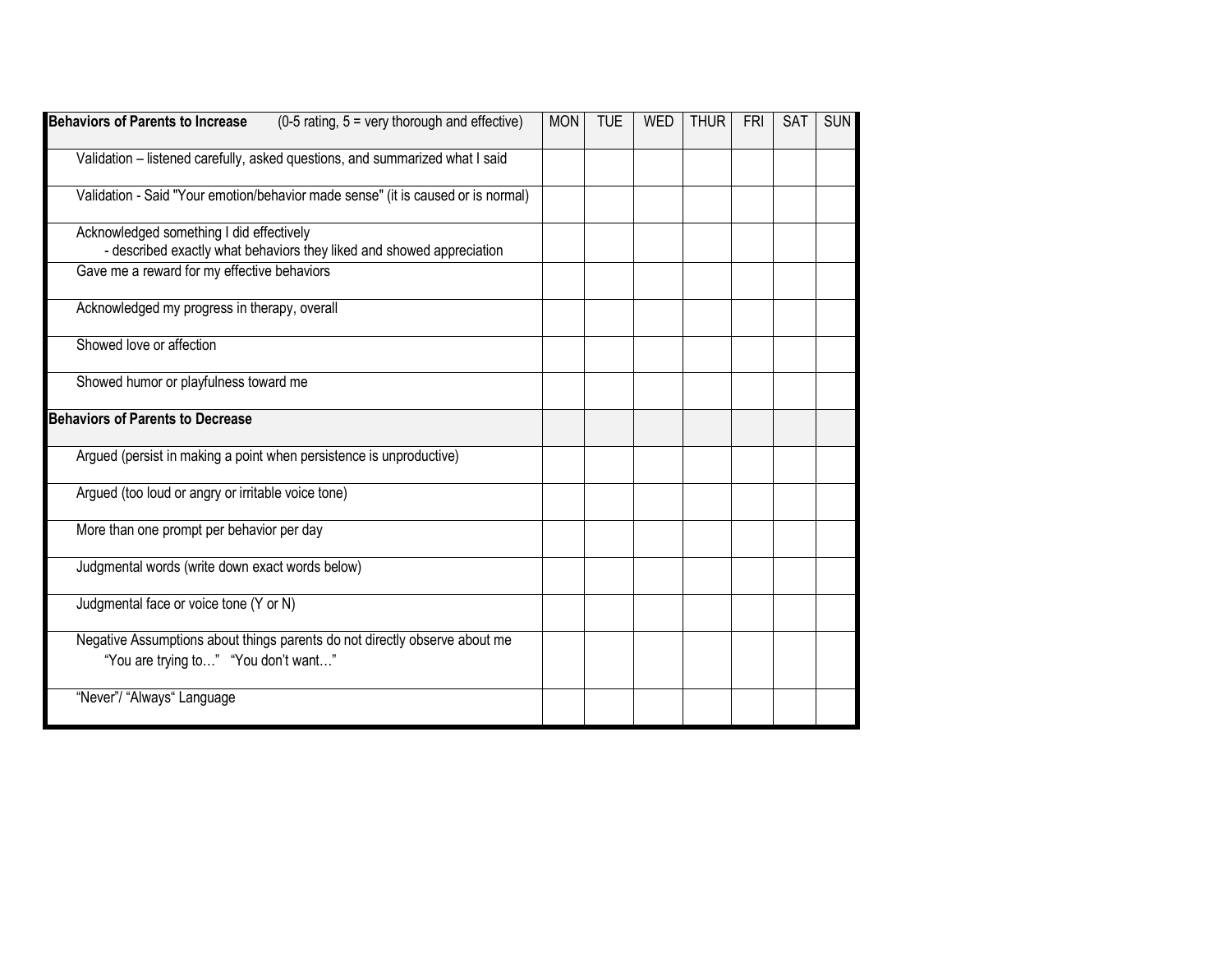| Behaviors of Parents to Increase (0-5 rating, 5 = very thorough and effective) | MON | TUE | WED | THUR | FRI | SAT | SUN |
|---|---|---|---|---|---|---|---|
| Validation – listened carefully, asked questions, and summarized what I said | | | | | | | |
| Validation - Said "Your emotion/behavior made sense" (it is caused or is normal) | | | | | | | |
| Acknowledged something I did effectively<br>- described exactly what behaviors they liked and showed appreciation | | | | | | | |
| Gave me a reward for my effective behaviors | | | | | | | |
| Acknowledged my progress in therapy, overall | | | | | | | |
| Showed love or affection | | | | | | | |
| Showed humor or playfulness toward me | | | | | | | |
| **Behaviors of Parents to Decrease** | | | | | | | |
| Argued (persist in making a point when persistence is unproductive) | | | | | | | |
| Argued (too loud or angry or irritable voice tone) | | | | | | | |
| More than one prompt per behavior per day | | | | | | | |
| Judgmental words (write down exact words below) | | | | | | | |
| Judgmental face or voice tone (Y or N) | | | | | | | |
| Negative Assumptions about things parents do not directly observe about me<br>"You are trying to…" "You don't want…" | | | | | | | |
| "Never"/ "Always" Language | | | | | | | |